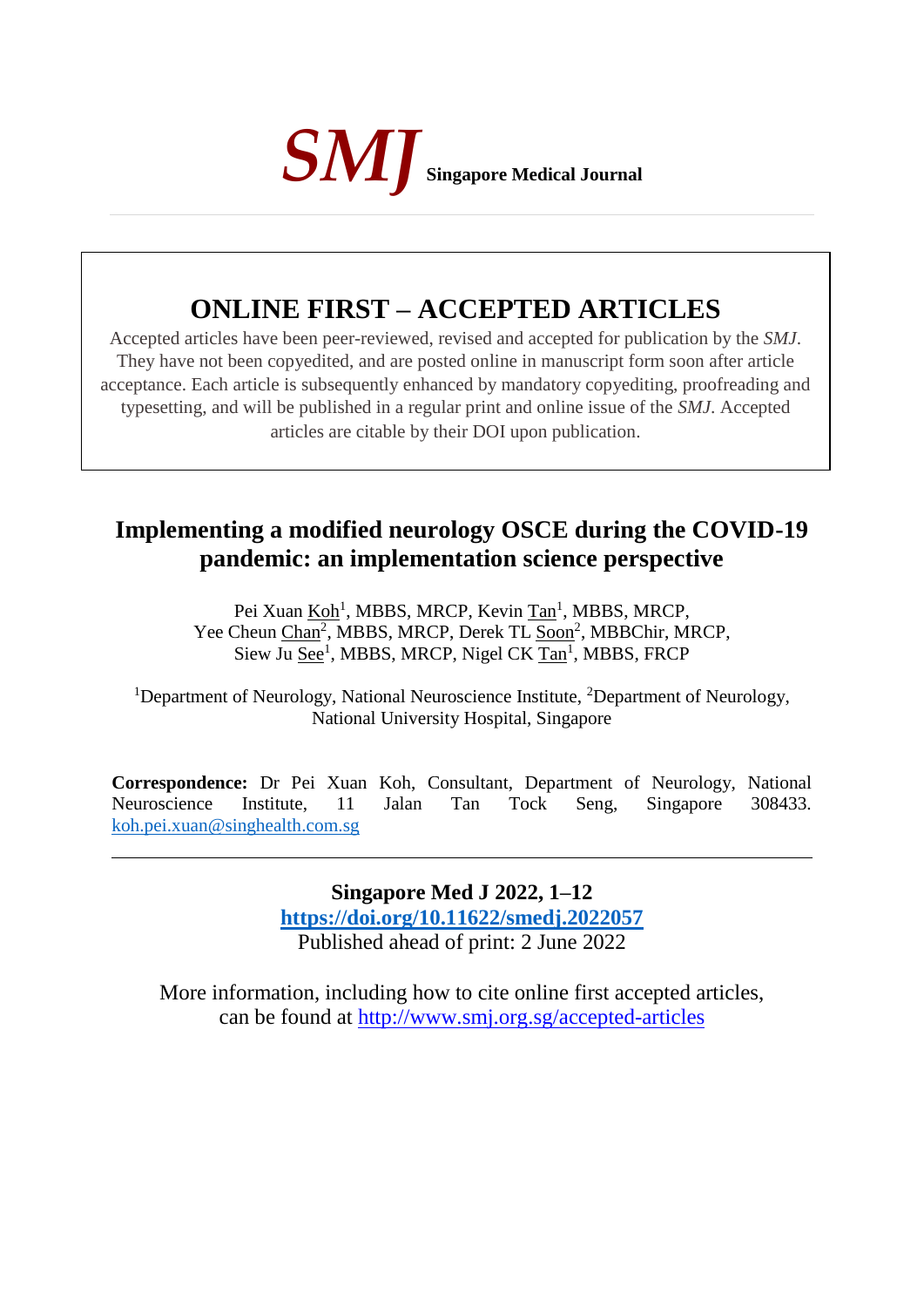*SMJ* **Singapore Medical Journal**

## ONLINE FIRST – ACCEPTED ARTICLES

Accepted articles have been peer-reviewed, revised and accepted for publication by the *SMJ*. They have not been copyedited, and are posted online in manuscript form soon after article acceptance. Each article is subsequently enhanced by mandatory copyediting, proofreading and typesetting, and will be published in a regular print and online issue of the *SMJ*. Accepted articles are citable by their DOI upon publication.

# Implementing a modified neurology OSCE during the COVID-19 pandemic: an implementation science perspective

Pei Xuan Koh[1], MBBS, MRCP, Kevin Tan[1], MBBS, MRCP, Yee Cheun Chan[2], MBBS, MRCP, Derek TL Soon[2], MBBChir, MRCP, Siew Ju See[1], MBBS, MRCP, Nigel CK Tan[1], MBBS, FRCP

[1]Department of Neurology, National Neuroscience Institute, [2]Department of Neurology, National University Hospital, Singapore

**Correspondence:** Dr Pei Xuan Koh, Consultant, Department of Neurology, National Neuroscience Institute, 11 Jalan Tan Tock Seng, Singapore 308433. koh.pei.xuan@singhealth.com.sg

---

**Singapore Med J 2022, 1–12**
**https://doi.org/10.11622/smedj.2022057**
Published ahead of print: 2 June 2022

More information, including how to cite online first accepted articles, can be found at http://www.smj.org.sg/accepted-articles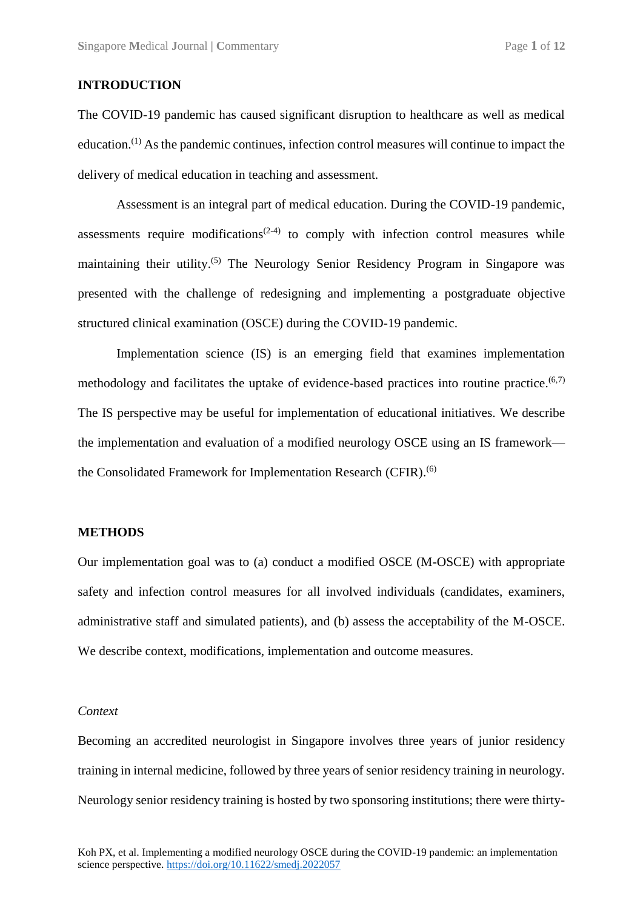## INTRODUCTION

The COVID-19 pandemic has caused significant disruption to healthcare as well as medical education.[1] As the pandemic continues, infection control measures will continue to impact the delivery of medical education in teaching and assessment.

Assessment is an integral part of medical education. During the COVID-19 pandemic, assessments require modifications[2-4] to comply with infection control measures while maintaining their utility.[5] The Neurology Senior Residency Program in Singapore was presented with the challenge of redesigning and implementing a postgraduate objective structured clinical examination (OSCE) during the COVID-19 pandemic.

Implementation science (IS) is an emerging field that examines implementation methodology and facilitates the uptake of evidence-based practices into routine practice.[6,7] The IS perspective may be useful for implementation of educational initiatives. We describe the implementation and evaluation of a modified neurology OSCE using an IS framework—the Consolidated Framework for Implementation Research (CFIR).[6]

## METHODS

Our implementation goal was to (a) conduct a modified OSCE (M-OSCE) with appropriate safety and infection control measures for all involved individuals (candidates, examiners, administrative staff and simulated patients), and (b) assess the acceptability of the M-OSCE. We describe context, modifications, implementation and outcome measures.

### *Context*

Becoming an accredited neurologist in Singapore involves three years of junior residency training in internal medicine, followed by three years of senior residency training in neurology. Neurology senior residency training is hosted by two sponsoring institutions; there were thirty-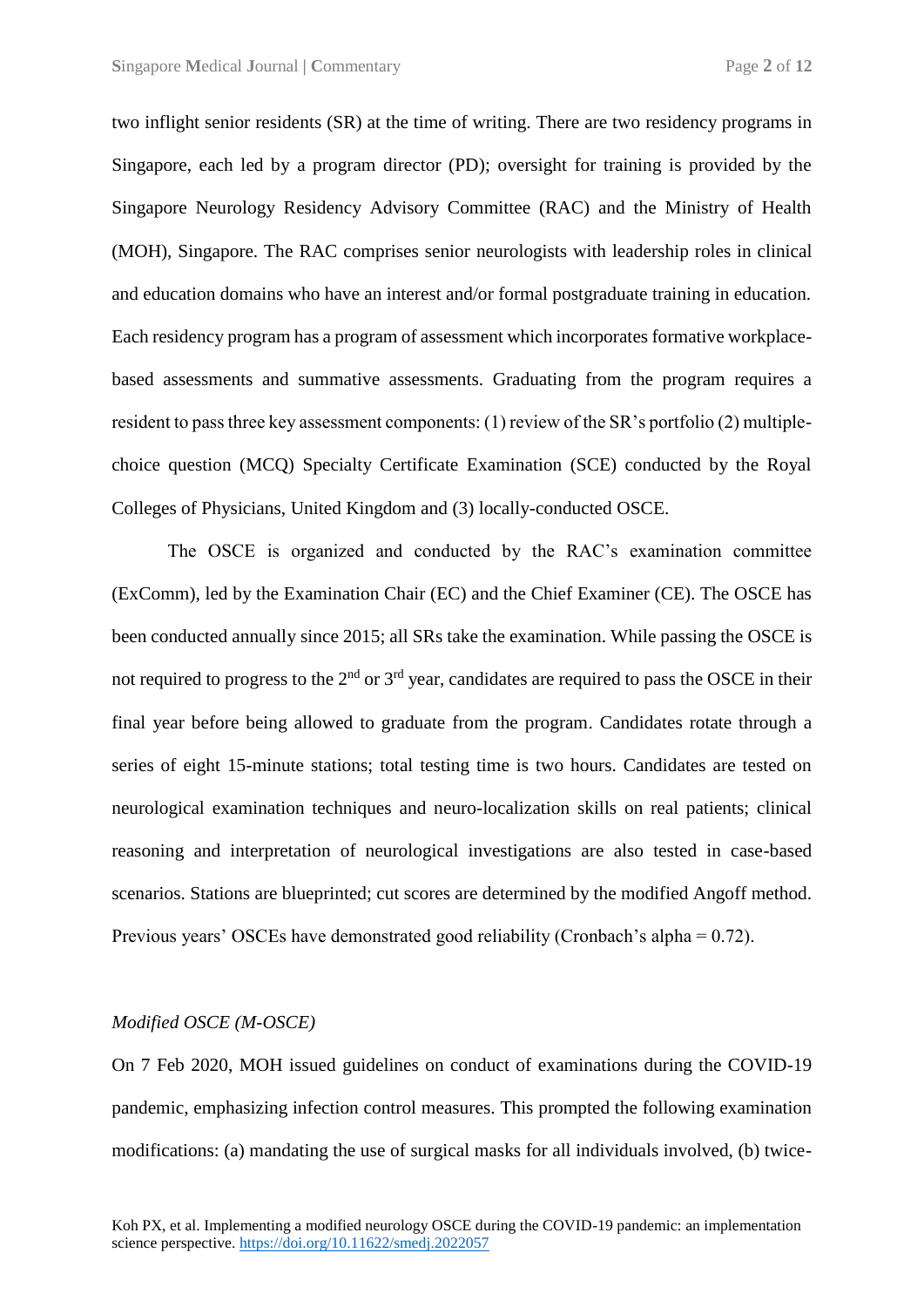two inflight senior residents (SR) at the time of writing. There are two residency programs in Singapore, each led by a program director (PD); oversight for training is provided by the Singapore Neurology Residency Advisory Committee (RAC) and the Ministry of Health (MOH), Singapore. The RAC comprises senior neurologists with leadership roles in clinical and education domains who have an interest and/or formal postgraduate training in education. Each residency program has a program of assessment which incorporates formative workplace-based assessments and summative assessments. Graduating from the program requires a resident to pass three key assessment components: (1) review of the SR's portfolio (2) multiple-choice question (MCQ) Specialty Certificate Examination (SCE) conducted by the Royal Colleges of Physicians, United Kingdom and (3) locally-conducted OSCE.

The OSCE is organized and conducted by the RAC's examination committee (ExComm), led by the Examination Chair (EC) and the Chief Examiner (CE). The OSCE has been conducted annually since 2015; all SRs take the examination. While passing the OSCE is not required to progress to the 2nd or 3rd year, candidates are required to pass the OSCE in their final year before being allowed to graduate from the program. Candidates rotate through a series of eight 15-minute stations; total testing time is two hours. Candidates are tested on neurological examination techniques and neuro-localization skills on real patients; clinical reasoning and interpretation of neurological investigations are also tested in case-based scenarios. Stations are blueprinted; cut scores are determined by the modified Angoff method. Previous years' OSCEs have demonstrated good reliability (Cronbach's alpha = 0.72).

*Modified OSCE (M-OSCE)*

On 7 Feb 2020, MOH issued guidelines on conduct of examinations during the COVID-19 pandemic, emphasizing infection control measures. This prompted the following examination modifications: (a) mandating the use of surgical masks for all individuals involved, (b) twice-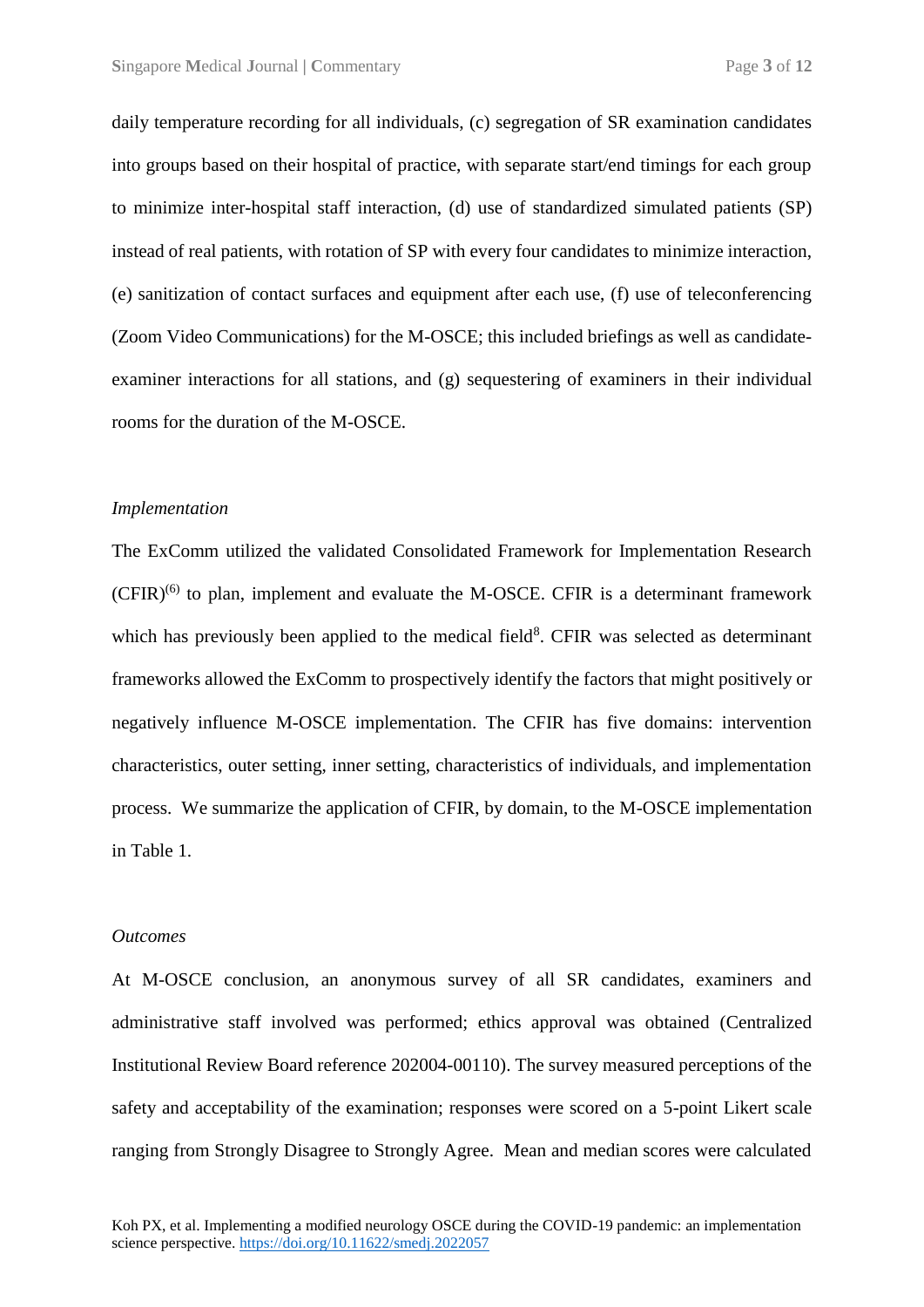daily temperature recording for all individuals, (c) segregation of SR examination candidates into groups based on their hospital of practice, with separate start/end timings for each group to minimize inter-hospital staff interaction, (d) use of standardized simulated patients (SP) instead of real patients, with rotation of SP with every four candidates to minimize interaction, (e) sanitization of contact surfaces and equipment after each use, (f) use of teleconferencing (Zoom Video Communications) for the M-OSCE; this included briefings as well as candidate-examiner interactions for all stations, and (g) sequestering of examiners in their individual rooms for the duration of the M-OSCE.

*Implementation*

The ExComm utilized the validated Consolidated Framework for Implementation Research (CFIR)[(6)] to plan, implement and evaluate the M-OSCE. CFIR is a determinant framework which has previously been applied to the medical field[8]. CFIR was selected as determinant frameworks allowed the ExComm to prospectively identify the factors that might positively or negatively influence M-OSCE implementation. The CFIR has five domains: intervention characteristics, outer setting, inner setting, characteristics of individuals, and implementation process. We summarize the application of CFIR, by domain, to the M-OSCE implementation in Table 1.

*Outcomes*

At M-OSCE conclusion, an anonymous survey of all SR candidates, examiners and administrative staff involved was performed; ethics approval was obtained (Centralized Institutional Review Board reference 202004-00110). The survey measured perceptions of the safety and acceptability of the examination; responses were scored on a 5-point Likert scale ranging from Strongly Disagree to Strongly Agree. Mean and median scores were calculated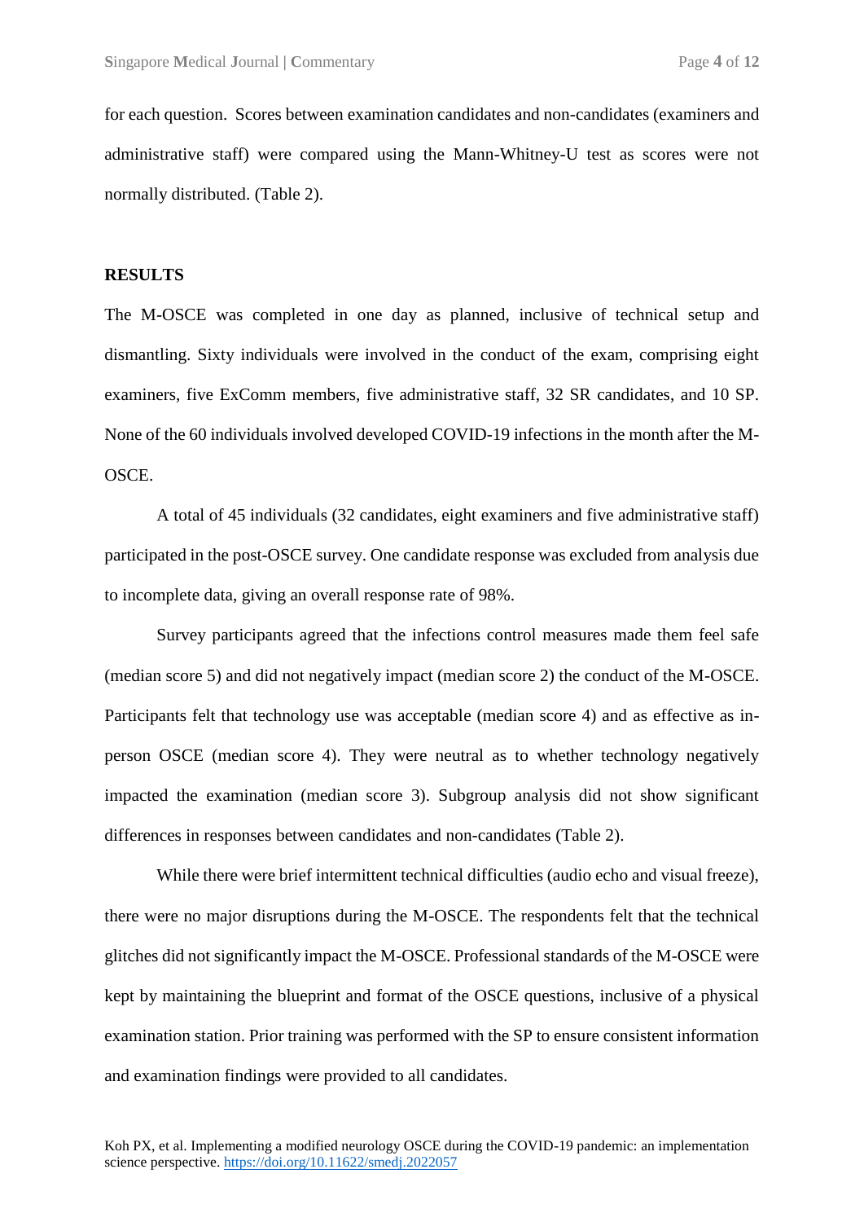for each question. Scores between examination candidates and non-candidates (examiners and administrative staff) were compared using the Mann-Whitney-U test as scores were not normally distributed. (Table 2).

## RESULTS

The M-OSCE was completed in one day as planned, inclusive of technical setup and dismantling. Sixty individuals were involved in the conduct of the exam, comprising eight examiners, five ExComm members, five administrative staff, 32 SR candidates, and 10 SP. None of the 60 individuals involved developed COVID-19 infections in the month after the M-OSCE.

A total of 45 individuals (32 candidates, eight examiners and five administrative staff) participated in the post-OSCE survey. One candidate response was excluded from analysis due to incomplete data, giving an overall response rate of 98%.

Survey participants agreed that the infections control measures made them feel safe (median score 5) and did not negatively impact (median score 2) the conduct of the M-OSCE. Participants felt that technology use was acceptable (median score 4) and as effective as in-person OSCE (median score 4). They were neutral as to whether technology negatively impacted the examination (median score 3). Subgroup analysis did not show significant differences in responses between candidates and non-candidates (Table 2).

While there were brief intermittent technical difficulties (audio echo and visual freeze), there were no major disruptions during the M-OSCE. The respondents felt that the technical glitches did not significantly impact the M-OSCE. Professional standards of the M-OSCE were kept by maintaining the blueprint and format of the OSCE questions, inclusive of a physical examination station. Prior training was performed with the SP to ensure consistent information and examination findings were provided to all candidates.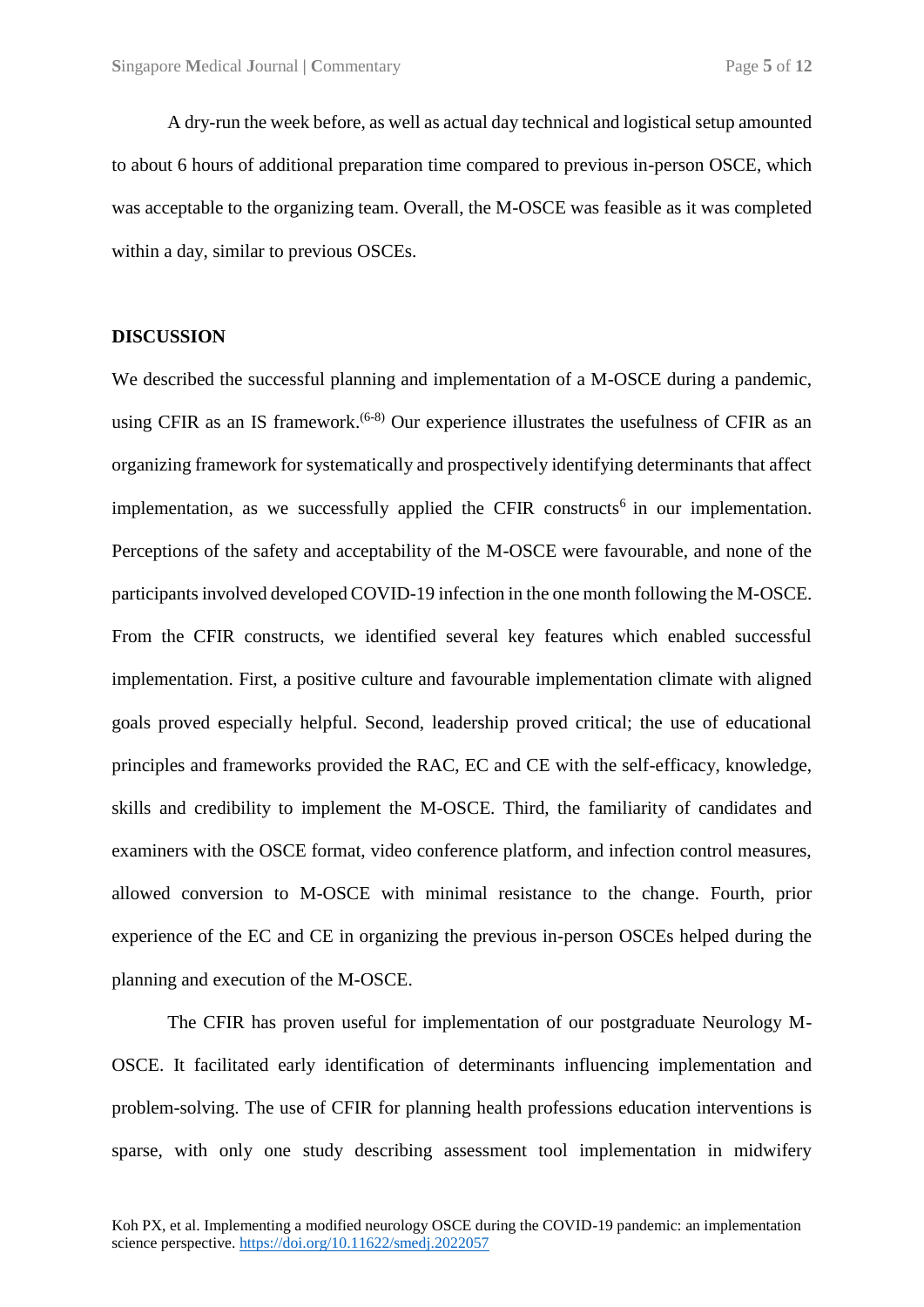A dry-run the week before, as well as actual day technical and logistical setup amounted to about 6 hours of additional preparation time compared to previous in-person OSCE, which was acceptable to the organizing team. Overall, the M-OSCE was feasible as it was completed within a day, similar to previous OSCEs.

## DISCUSSION

We described the successful planning and implementation of a M-OSCE during a pandemic, using CFIR as an IS framework.[6-8] Our experience illustrates the usefulness of CFIR as an organizing framework for systematically and prospectively identifying determinants that affect implementation, as we successfully applied the CFIR constructs[6] in our implementation. Perceptions of the safety and acceptability of the M-OSCE were favourable, and none of the participants involved developed COVID-19 infection in the one month following the M-OSCE. From the CFIR constructs, we identified several key features which enabled successful implementation. First, a positive culture and favourable implementation climate with aligned goals proved especially helpful. Second, leadership proved critical; the use of educational principles and frameworks provided the RAC, EC and CE with the self-efficacy, knowledge, skills and credibility to implement the M-OSCE. Third, the familiarity of candidates and examiners with the OSCE format, video conference platform, and infection control measures, allowed conversion to M-OSCE with minimal resistance to the change. Fourth, prior experience of the EC and CE in organizing the previous in-person OSCEs helped during the planning and execution of the M-OSCE.

The CFIR has proven useful for implementation of our postgraduate Neurology M-OSCE. It facilitated early identification of determinants influencing implementation and problem-solving. The use of CFIR for planning health professions education interventions is sparse, with only one study describing assessment tool implementation in midwifery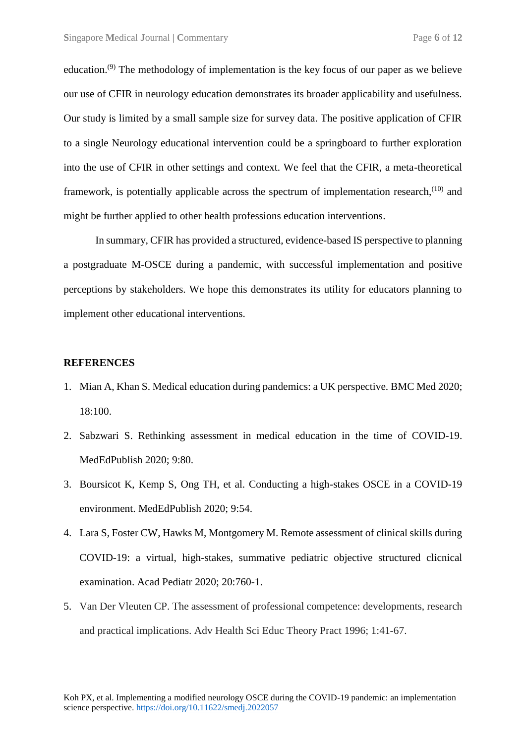education.[9] The methodology of implementation is the key focus of our paper as we believe our use of CFIR in neurology education demonstrates its broader applicability and usefulness. Our study is limited by a small sample size for survey data. The positive application of CFIR to a single Neurology educational intervention could be a springboard to further exploration into the use of CFIR in other settings and context. We feel that the CFIR, a meta-theoretical framework, is potentially applicable across the spectrum of implementation research,[10] and might be further applied to other health professions education interventions.

In summary, CFIR has provided a structured, evidence-based IS perspective to planning a postgraduate M-OSCE during a pandemic, with successful implementation and positive perceptions by stakeholders. We hope this demonstrates its utility for educators planning to implement other educational interventions.

## REFERENCES

1. Mian A, Khan S. Medical education during pandemics: a UK perspective. BMC Med 2020; 18:100.
2. Sabzwari S. Rethinking assessment in medical education in the time of COVID-19. MedEdPublish 2020; 9:80.
3. Boursicot K, Kemp S, Ong TH, et al. Conducting a high-stakes OSCE in a COVID-19 environment. MedEdPublish 2020; 9:54.
4. Lara S, Foster CW, Hawks M, Montgomery M. Remote assessment of clinical skills during COVID-19: a virtual, high-stakes, summative pediatric objective structured clicnical examination. Acad Pediatr 2020; 20:760-1.
5. Van Der Vleuten CP. The assessment of professional competence: developments, research and practical implications. Adv Health Sci Educ Theory Pract 1996; 1:41-67.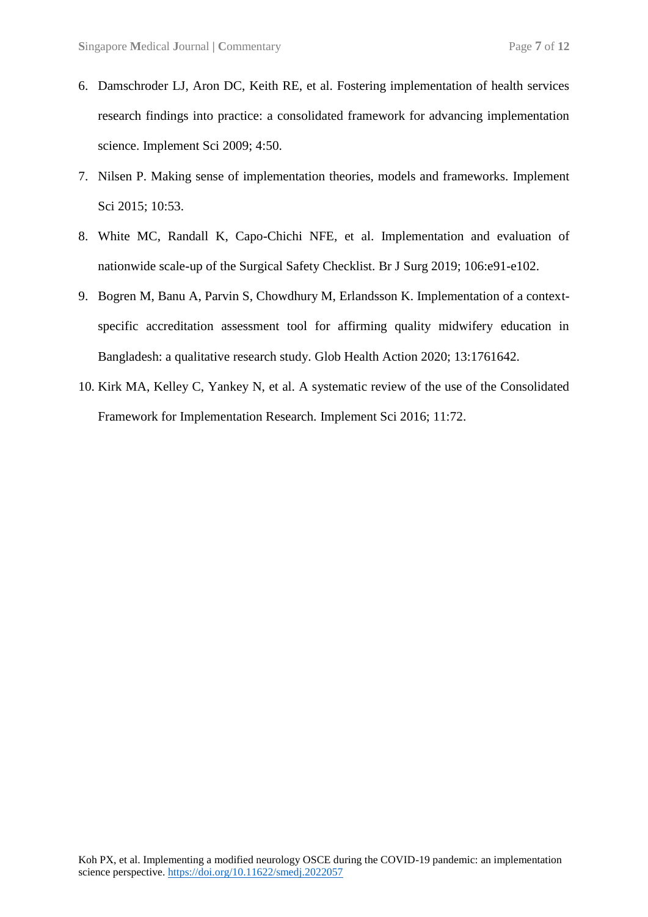6. Damschroder LJ, Aron DC, Keith RE, et al. Fostering implementation of health services research findings into practice: a consolidated framework for advancing implementation science. Implement Sci 2009; 4:50.
7. Nilsen P. Making sense of implementation theories, models and frameworks. Implement Sci 2015; 10:53.
8. White MC, Randall K, Capo-Chichi NFE, et al. Implementation and evaluation of nationwide scale-up of the Surgical Safety Checklist. Br J Surg 2019; 106:e91-e102.
9. Bogren M, Banu A, Parvin S, Chowdhury M, Erlandsson K. Implementation of a context-specific accreditation assessment tool for affirming quality midwifery education in Bangladesh: a qualitative research study. Glob Health Action 2020; 13:1761642.
10. Kirk MA, Kelley C, Yankey N, et al. A systematic review of the use of the Consolidated Framework for Implementation Research. Implement Sci 2016; 11:72.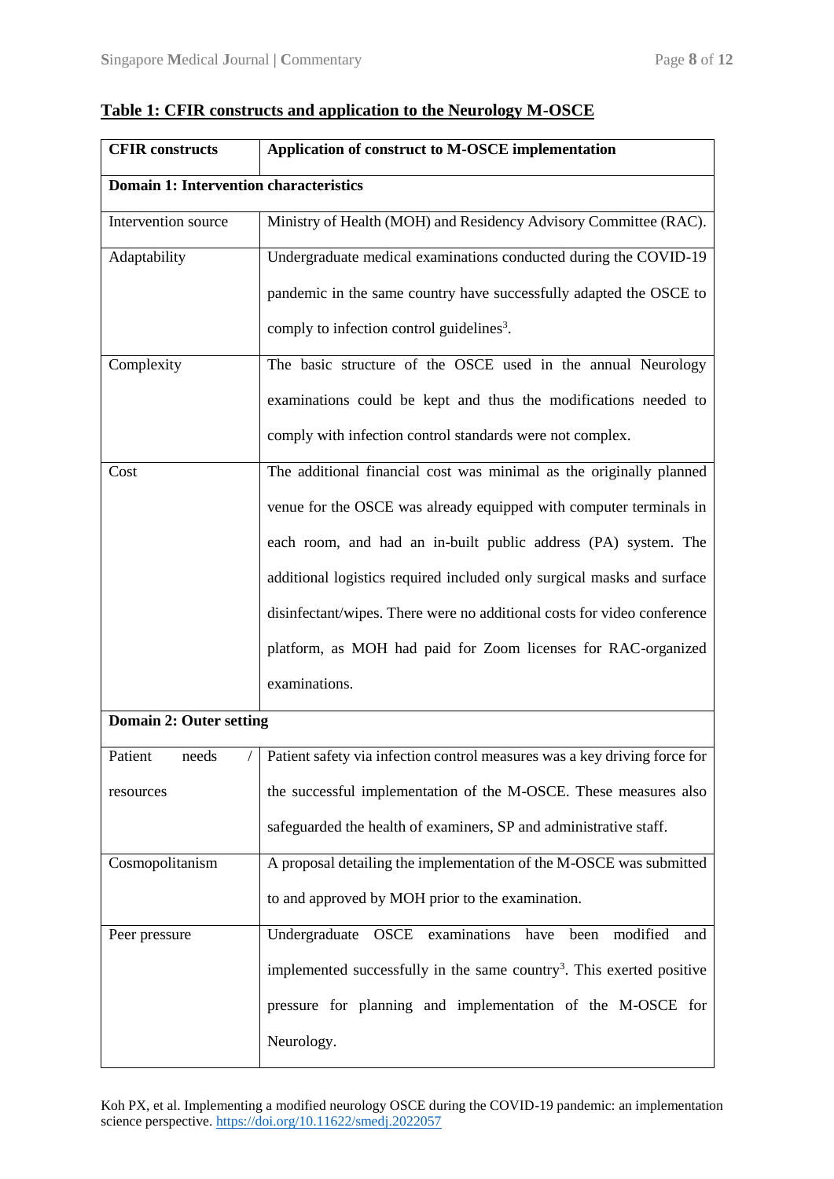**Table 1: CFIR constructs and application to the Neurology M-OSCE**

| CFIR constructs | Application of construct to M-OSCE implementation |
|---|---|
| **Domain 1: Intervention characteristics** | |
| Intervention source | Ministry of Health (MOH) and Residency Advisory Committee (RAC). |
| Adaptability | Undergraduate medical examinations conducted during the COVID-19 pandemic in the same country have successfully adapted the OSCE to comply to infection control guidelines[3]. |
| Complexity | The basic structure of the OSCE used in the annual Neurology examinations could be kept and thus the modifications needed to comply with infection control standards were not complex. |
| Cost | The additional financial cost was minimal as the originally planned venue for the OSCE was already equipped with computer terminals in each room, and had an in-built public address (PA) system. The additional logistics required included only surgical masks and surface disinfectant/wipes. There were no additional costs for video conference platform, as MOH had paid for Zoom licenses for RAC-organized examinations. |
| **Domain 2: Outer setting** | |
| Patient needs / resources | Patient safety via infection control measures was a key driving force for the successful implementation of the M-OSCE. These measures also safeguarded the health of examiners, SP and administrative staff. |
| Cosmopolitanism | A proposal detailing the implementation of the M-OSCE was submitted to and approved by MOH prior to the examination. |
| Peer pressure | Undergraduate OSCE examinations have been modified and implemented successfully in the same country[3]. This exerted positive pressure for planning and implementation of the M-OSCE for Neurology. |

Koh PX, et al. Implementing a modified neurology OSCE during the COVID-19 pandemic: an implementation science perspective. https://doi.org/10.11622/smedj.2022057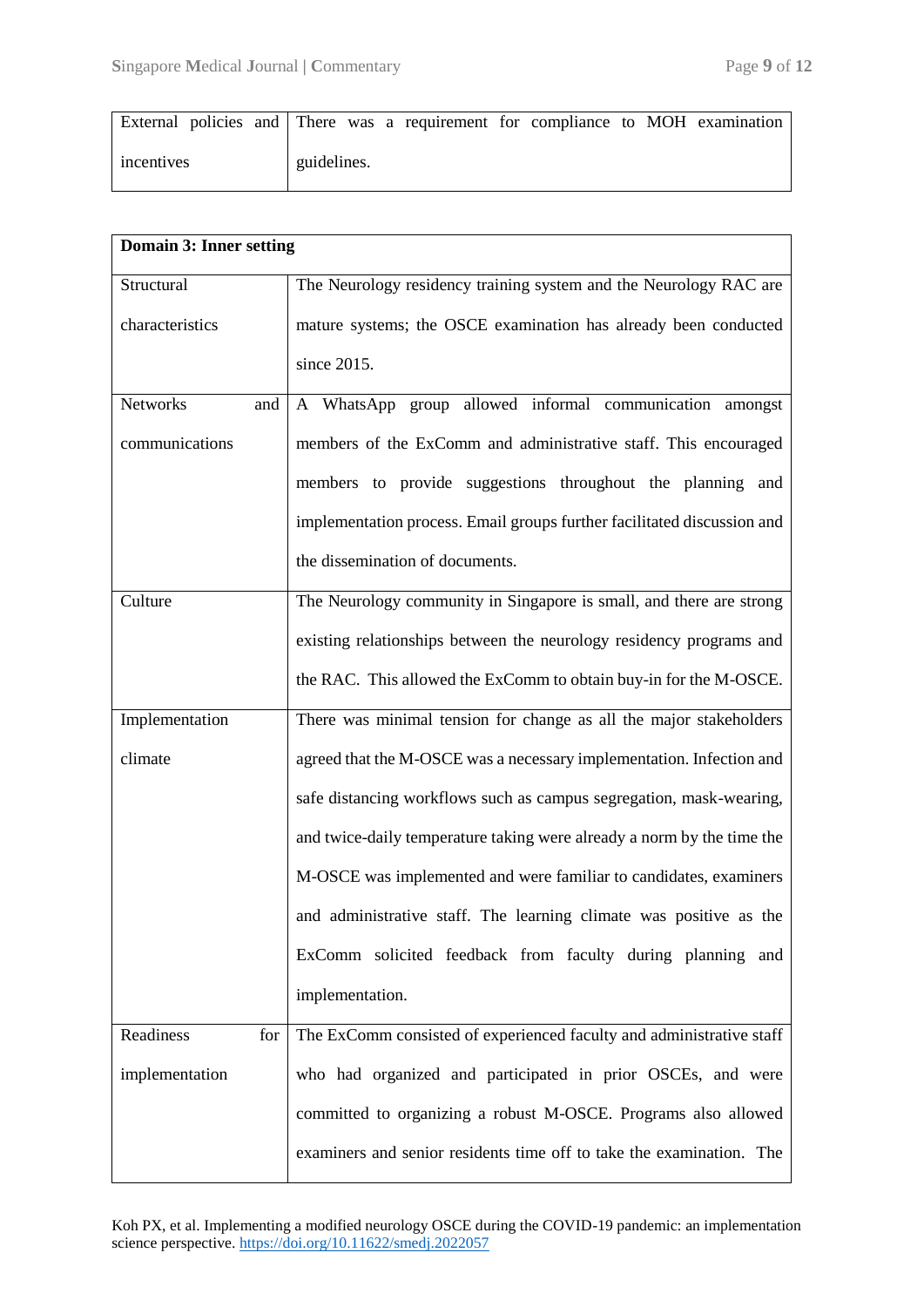| External policies and incentives | There was a requirement for compliance to MOH examination guidelines. |
| --- | --- |

| **Domain 3: Inner setting** | |
| --- | --- |
| Structural characteristics | The Neurology residency training system and the Neurology RAC are mature systems; the OSCE examination has already been conducted since 2015. |
| Networks and communications | A WhatsApp group allowed informal communication amongst members of the ExComm and administrative staff. This encouraged members to provide suggestions throughout the planning and implementation process. Email groups further facilitated discussion and the dissemination of documents. |
| Culture | The Neurology community in Singapore is small, and there are strong existing relationships between the neurology residency programs and the RAC. This allowed the ExComm to obtain buy-in for the M-OSCE. |
| Implementation climate | There was minimal tension for change as all the major stakeholders agreed that the M-OSCE was a necessary implementation. Infection and safe distancing workflows such as campus segregation, mask-wearing, and twice-daily temperature taking were already a norm by the time the M-OSCE was implemented and were familiar to candidates, examiners and administrative staff. The learning climate was positive as the ExComm solicited feedback from faculty during planning and implementation. |
| Readiness for implementation | The ExComm consisted of experienced faculty and administrative staff who had organized and participated in prior OSCEs, and were committed to organizing a robust M-OSCE. Programs also allowed examiners and senior residents time off to take the examination. The |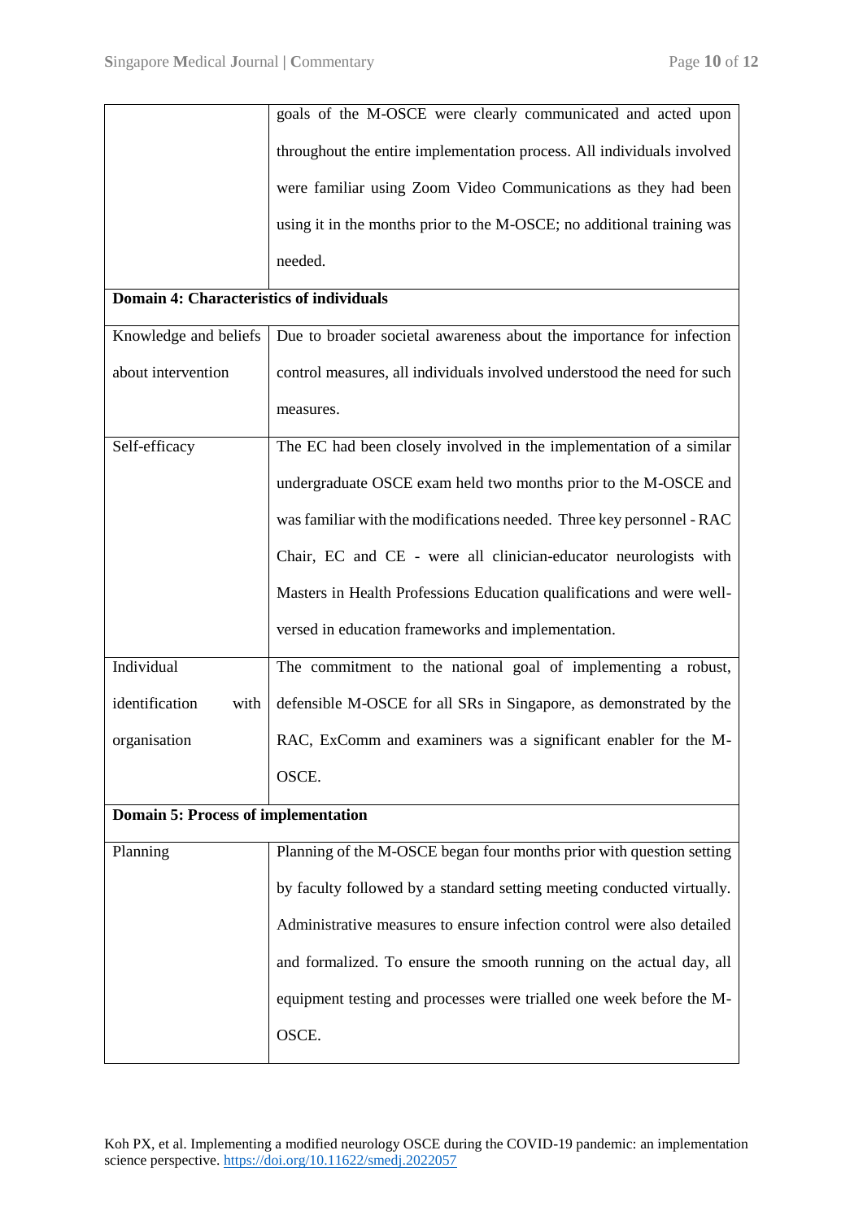| | |
|---|---|
| | goals of the M-OSCE were clearly communicated and acted upon throughout the entire implementation process. All individuals involved were familiar using Zoom Video Communications as they had been using it in the months prior to the M-OSCE; no additional training was needed. |
| **Domain 4: Characteristics of individuals** | |
| Knowledge and beliefs about intervention | Due to broader societal awareness about the importance for infection control measures, all individuals involved understood the need for such measures. |
| Self-efficacy | The EC had been closely involved in the implementation of a similar undergraduate OSCE exam held two months prior to the M-OSCE and was familiar with the modifications needed. Three key personnel - RAC Chair, EC and CE - were all clinician-educator neurologists with Masters in Health Professions Education qualifications and were well-versed in education frameworks and implementation. |
| Individual identification with organisation | The commitment to the national goal of implementing a robust, defensible M-OSCE for all SRs in Singapore, as demonstrated by the RAC, ExComm and examiners was a significant enabler for the M-OSCE. |
| **Domain 5: Process of implementation** | |
| Planning | Planning of the M-OSCE began four months prior with question setting by faculty followed by a standard setting meeting conducted virtually. Administrative measures to ensure infection control were also detailed and formalized. To ensure the smooth running on the actual day, all equipment testing and processes were trialled one week before the M-OSCE. |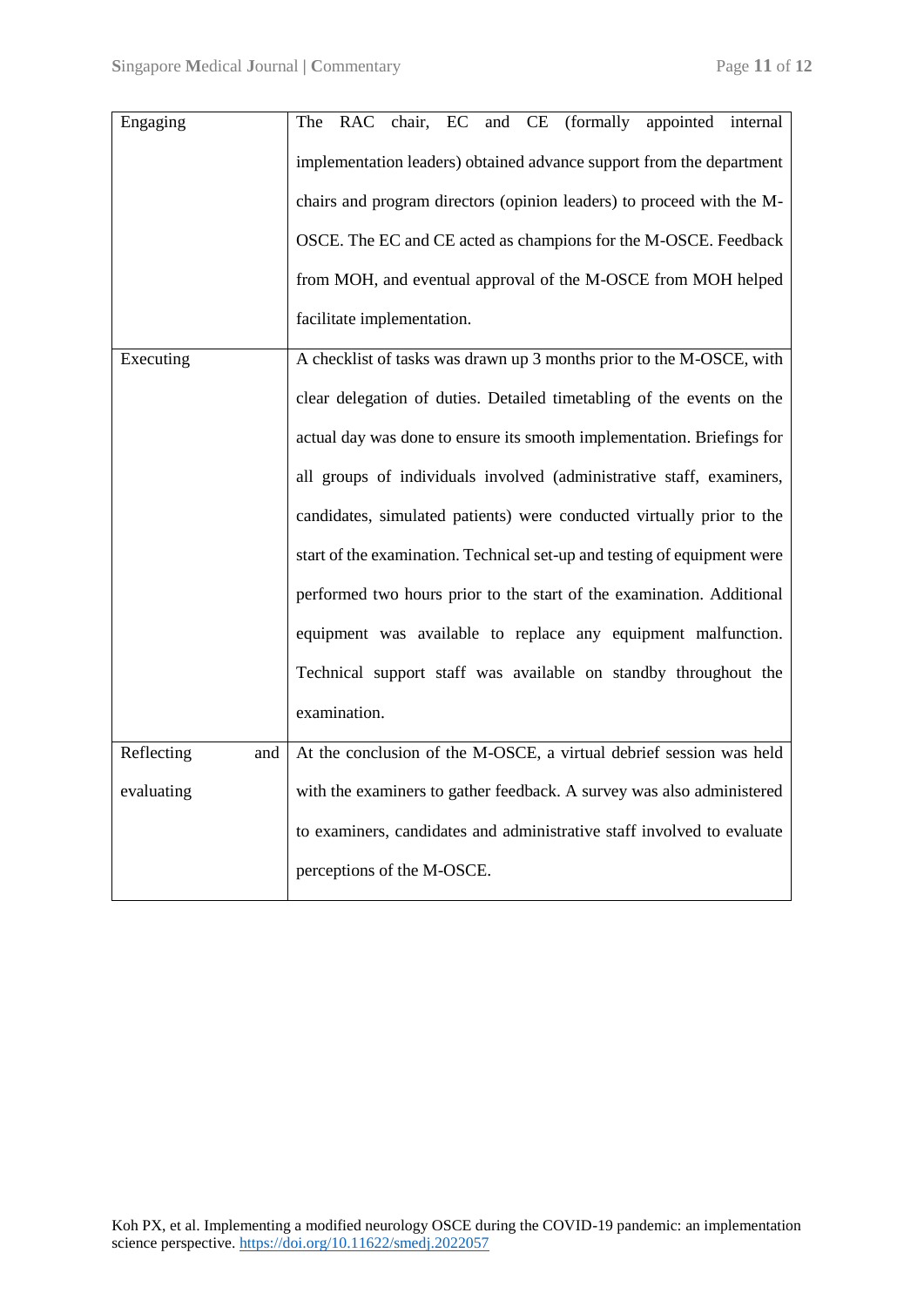| | |
|---|---|
| Engaging | The RAC chair, EC and CE (formally appointed internal implementation leaders) obtained advance support from the department chairs and program directors (opinion leaders) to proceed with the M-OSCE. The EC and CE acted as champions for the M-OSCE. Feedback from MOH, and eventual approval of the M-OSCE from MOH helped facilitate implementation. |
| Executing | A checklist of tasks was drawn up 3 months prior to the M-OSCE, with clear delegation of duties. Detailed timetabling of the events on the actual day was done to ensure its smooth implementation. Briefings for all groups of individuals involved (administrative staff, examiners, candidates, simulated patients) were conducted virtually prior to the start of the examination. Technical set-up and testing of equipment were performed two hours prior to the start of the examination. Additional equipment was available to replace any equipment malfunction. Technical support staff was available on standby throughout the examination. |
| Reflecting and evaluating | At the conclusion of the M-OSCE, a virtual debrief session was held with the examiners to gather feedback. A survey was also administered to examiners, candidates and administrative staff involved to evaluate perceptions of the M-OSCE. |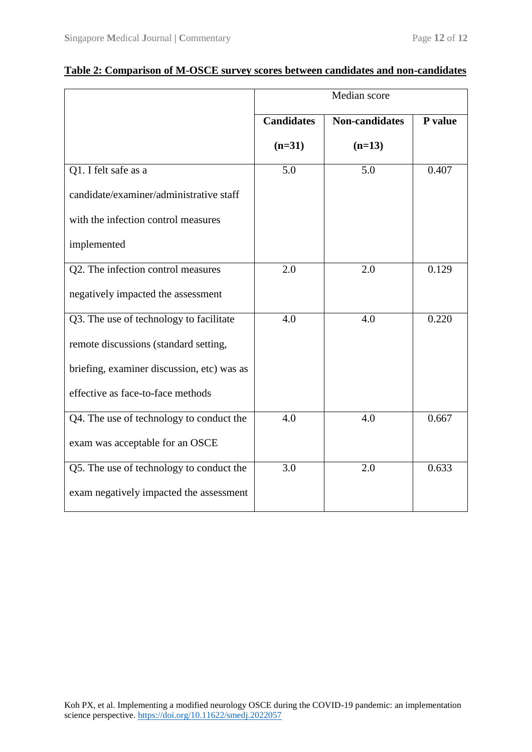**Table 2: Comparison of M-OSCE survey scores between candidates and non-candidates**

| | Median score | | |
|---|---|---|---|
| | **Candidates (n=31)** | **Non-candidates (n=13)** | **P value** |
| Q1. I felt safe as a candidate/examiner/administrative staff with the infection control measures implemented | 5.0 | 5.0 | 0.407 |
| Q2. The infection control measures negatively impacted the assessment | 2.0 | 2.0 | 0.129 |
| Q3. The use of technology to facilitate remote discussions (standard setting, briefing, examiner discussion, etc) was as effective as face-to-face methods | 4.0 | 4.0 | 0.220 |
| Q4. The use of technology to conduct the exam was acceptable for an OSCE | 4.0 | 4.0 | 0.667 |
| Q5. The use of technology to conduct the exam negatively impacted the assessment | 3.0 | 2.0 | 0.633 |